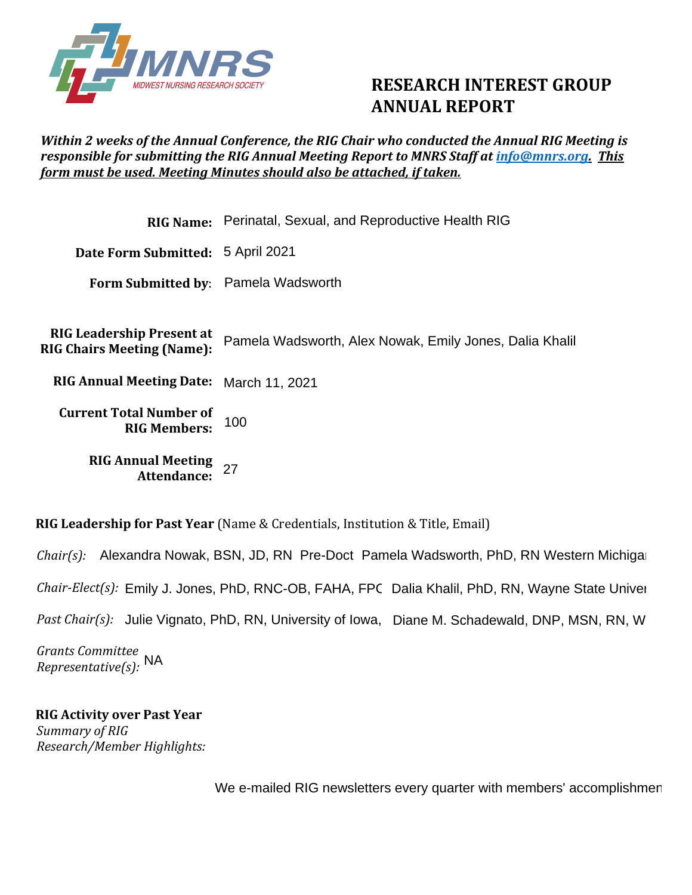MNRS
MIDWEST NURSING RESEARCH SOCIETY

# RESEARCH INTEREST GROUP ANNUAL REPORT

***Within 2 weeks of the Annual Conference, the RIG Chair who conducted the Annual RIG Meeting is responsible for submitting the RIG Annual Meeting Report to MNRS Staff at info@mnrs.org. This form must be used. Meeting Minutes should also be attached, if taken.***

**RIG Name:** Perinatal, Sexual, and Reproductive Health RIG

**Date Form Submitted:** 5 April 2021

**Form Submitted by:** Pamela Wadsworth

**RIG Leadership Present at RIG Chairs Meeting (Name):** Pamela Wadsworth, Alex Nowak, Emily Jones, Dalia Khalil

**RIG Annual Meeting Date:** March 11, 2021

**Current Total Number of RIG Members:** 100

**RIG Annual Meeting Attendance:** 27

**RIG Leadership for Past Year** (Name & Credentials, Institution & Title, Email)

*Chair(s):* Alexandra Nowak, BSN, JD, RN Pre-Doct Pamela Wadsworth, PhD, RN Western Michigan

*Chair-Elect(s):* Emily J. Jones, PhD, RNC-OB, FAHA, FPC Dalia Khalil, PhD, RN, Wayne State Univer

*Past Chair(s):* Julie Vignato, PhD, RN, University of Iowa, Diane M. Schadewald, DNP, MSN, RN, W

*Grants Committee Representative(s):* NA

**RIG Activity over Past Year**

*Summary of RIG Research/Member Highlights:*

We e-mailed RIG newsletters every quarter with members' accomplishmen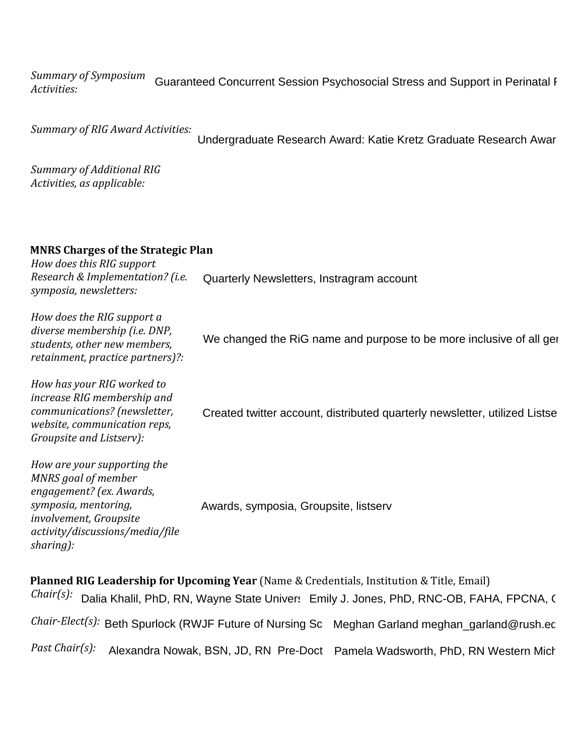*Summary of Symposium Activities:* Guaranteed Concurrent Session Psychosocial Stress and Support in Perinatal F

*Summary of RIG Award Activities:* Undergraduate Research Award: Katie Kretz Graduate Research Awar

*Summary of Additional RIG Activities, as applicable:*

**MNRS Charges of the Strategic Plan**

*How does this RIG support Research & Implementation? (i.e. symposia, newsletters:* Quarterly Newsletters, Instragram account

*How does the RIG support a diverse membership (i.e. DNP, students, other new members, retainment, practice partners)?:* We changed the RiG name and purpose to be more inclusive of all ger

*How has your RIG worked to increase RIG membership and communications? (newsletter, website, communication reps, Groupsite and Listserv):* Created twitter account, distributed quarterly newsletter, utilized Listse

*How are your supporting the MNRS goal of member engagement? (ex. Awards, symposia, mentoring, involvement, Groupsite activity/discussions/media/file sharing):* Awards, symposia, Groupsite, listserv

**Planned RIG Leadership for Upcoming Year** (Name & Credentials, Institution & Title, Email)

*Chair(s):* Dalia Khalil, PhD, RN, Wayne State Univers Emily J. Jones, PhD, RNC-OB, FAHA, FPCNA, C

*Chair-Elect(s):* Beth Spurlock (RWJF Future of Nursing Sc Meghan Garland meghan_garland@rush.ec

*Past Chair(s):* Alexandra Nowak, BSN, JD, RN Pre-Doct Pamela Wadsworth, PhD, RN Western Mich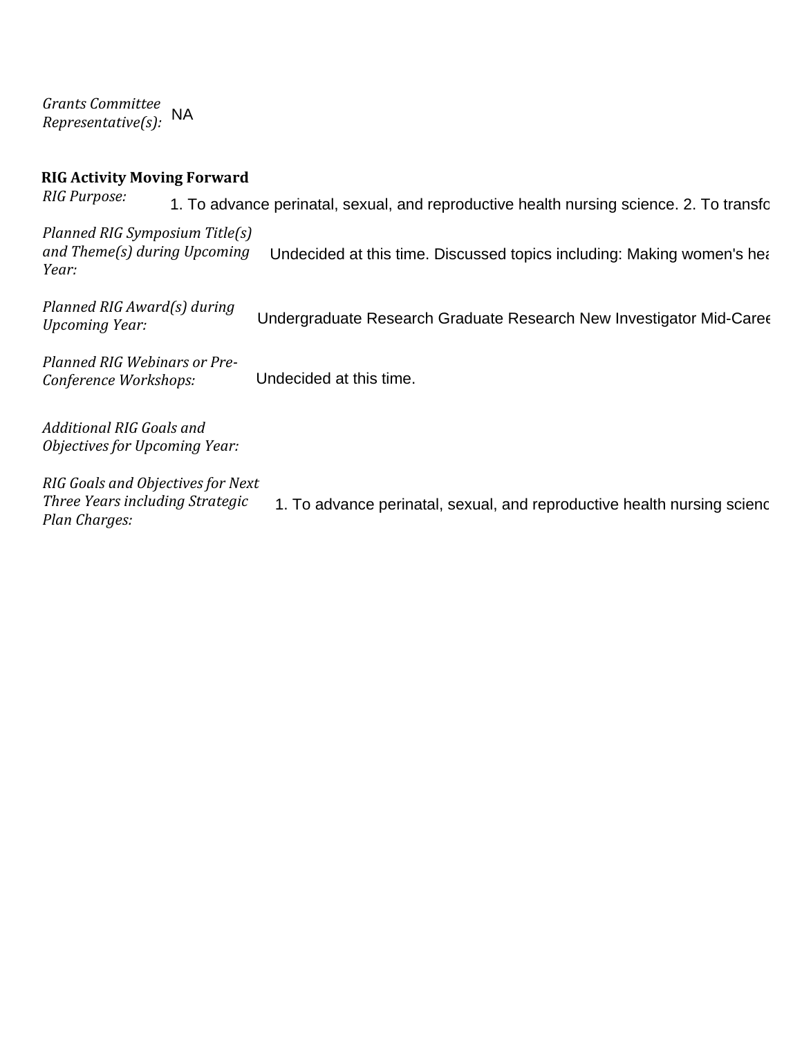*Grants Committee Representative(s):* NA

**RIG Activity Moving Forward**

*RIG Purpose:* 1. To advance perinatal, sexual, and reproductive health nursing science. 2. To transfo

*Planned RIG Symposium Title(s) and Theme(s) during Upcoming Year:* Undecided at this time. Discussed topics including: Making women's hea

*Planned RIG Award(s) during Upcoming Year:* Undergraduate Research Graduate Research New Investigator Mid-Caree

*Planned RIG Webinars or Pre-Conference Workshops:* Undecided at this time.

*Additional RIG Goals and Objectives for Upcoming Year:*

*RIG Goals and Objectives for Next Three Years including Strategic Plan Charges:* 1. To advance perinatal, sexual, and reproductive health nursing scienc